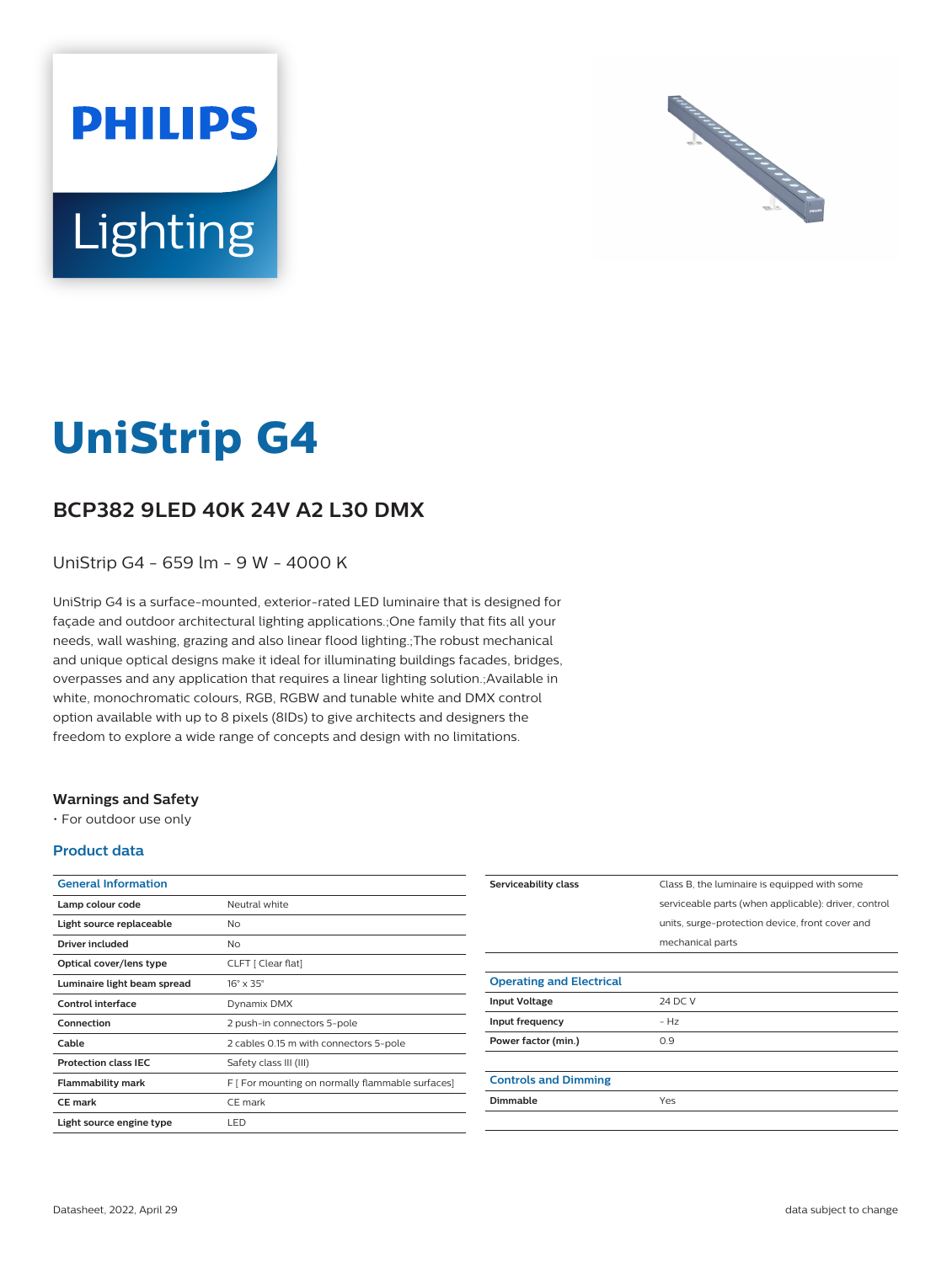# UniStrip G4

## BCP382 9LED 40K 24V A2 L30 DMX

UniStrip G4 - 659 lm - 9 W - 4000 K

UniStrip G4 is a surface-mounted, exterior-rated LED luminaire that is designed for façade and outdoor architectural lighting applications.;One family that fits all your needs, wall washing, grazing and also linear flood lighting.;The robust mechanical and unique optical designs make it ideal for illuminating buildings facades, bridges, overpasses and any application that requires a linear lighting solution.;Available in white, monochromatic colours, RGB, RGBW and tunable white and DMX control option available with up to 8 pixels (8IDs) to give architects and designers the freedom to explore a wide range of concepts and design with no limitations.

### Warnings and Safety

- For outdoor use only

### Product data

| General Information | |
|---|---|
| Lamp colour code | Neutral white |
| Light source replaceable | No |
| Driver included | No |
| Optical cover/lens type | CLFT [ Clear flat] |
| Luminaire light beam spread | 16° x 35° |
| Control interface | Dynamix DMX |
| Connection | 2 push-in connectors 5-pole |
| Cable | 2 cables 0.15 m with connectors 5-pole |
| Protection class IEC | Safety class III (III) |
| Flammability mark | F [ For mounting on normally flammable surfaces] |
| CE mark | CE mark |
| Light source engine type | LED |
| Serviceability class | Class B, the luminaire is equipped with some serviceable parts (when applicable): driver, control units, surge-protection device, front cover and mechanical parts |

| Operating and Electrical | |
|---|---|
| Input Voltage | 24 DC V |
| Input frequency | - Hz |
| Power factor (min.) | 0.9 |

| Controls and Dimming | |
|---|---|
| Dimmable | Yes |

Datasheet, 2022, April 29

data subject to change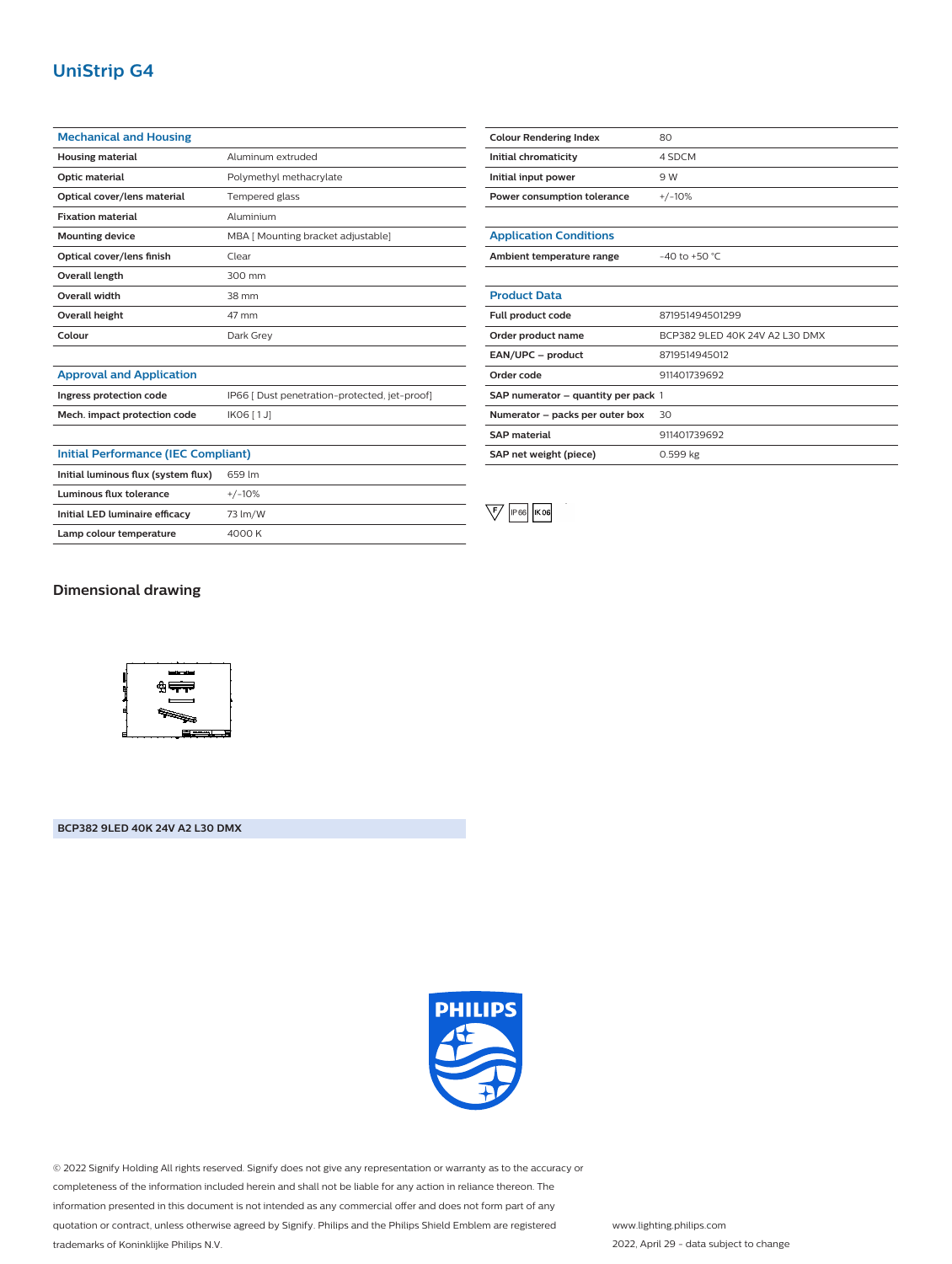# UniStrip G4

| Mechanical and Housing | |
| --- | --- |
| Housing material | Aluminum extruded |
| Optic material | Polymethyl methacrylate |
| Optical cover/lens material | Tempered glass |
| Fixation material | Aluminium |
| Mounting device | MBA [ Mounting bracket adjustable] |
| Optical cover/lens finish | Clear |
| Overall length | 300 mm |
| Overall width | 38 mm |
| Overall height | 47 mm |
| Colour | Dark Grey |

| Approval and Application | |
| --- | --- |
| Ingress protection code | IP66 [ Dust penetration-protected, jet-proof] |
| Mech. impact protection code | IK06 [ 1 J] |

| Initial Performance (IEC Compliant) | |
| --- | --- |
| Initial luminous flux (system flux) | 659 lm |
| Luminous flux tolerance | +/-10% |
| Initial LED luminaire efficacy | 73 lm/W |
| Lamp colour temperature | 4000 K |
| Colour Rendering Index | 80 |
| Initial chromaticity | 4 SDCM |
| Initial input power | 9 W |
| Power consumption tolerance | +/-10% |

| Application Conditions | |
| --- | --- |
| Ambient temperature range | -40 to +50 °C |

| Product Data | |
| --- | --- |
| Full product code | 871951494501299 |
| Order product name | BCP382 9LED 40K 24V A2 L30 DMX |
| EAN/UPC – product | 8719514945012 |
| Order code | 911401739692 |
| SAP numerator – quantity per pack | 1 |
| Numerator – packs per outer box | 30 |
| SAP material | 911401739692 |
| SAP net weight (piece) | 0.599 kg |

F IP66 IK06

## Dimensional drawing

BCP382 9LED 40K 24V A2 L30 DMX

© 2022 Signify Holding All rights reserved. Signify does not give any representation or warranty as to the accuracy or completeness of the information included herein and shall not be liable for any action in reliance thereon. The information presented in this document is not intended as any commercial offer and does not form part of any quotation or contract, unless otherwise agreed by Signify. Philips and the Philips Shield Emblem are registered trademarks of Koninklijke Philips N.V.

www.lighting.philips.com

2022, April 29 - data subject to change